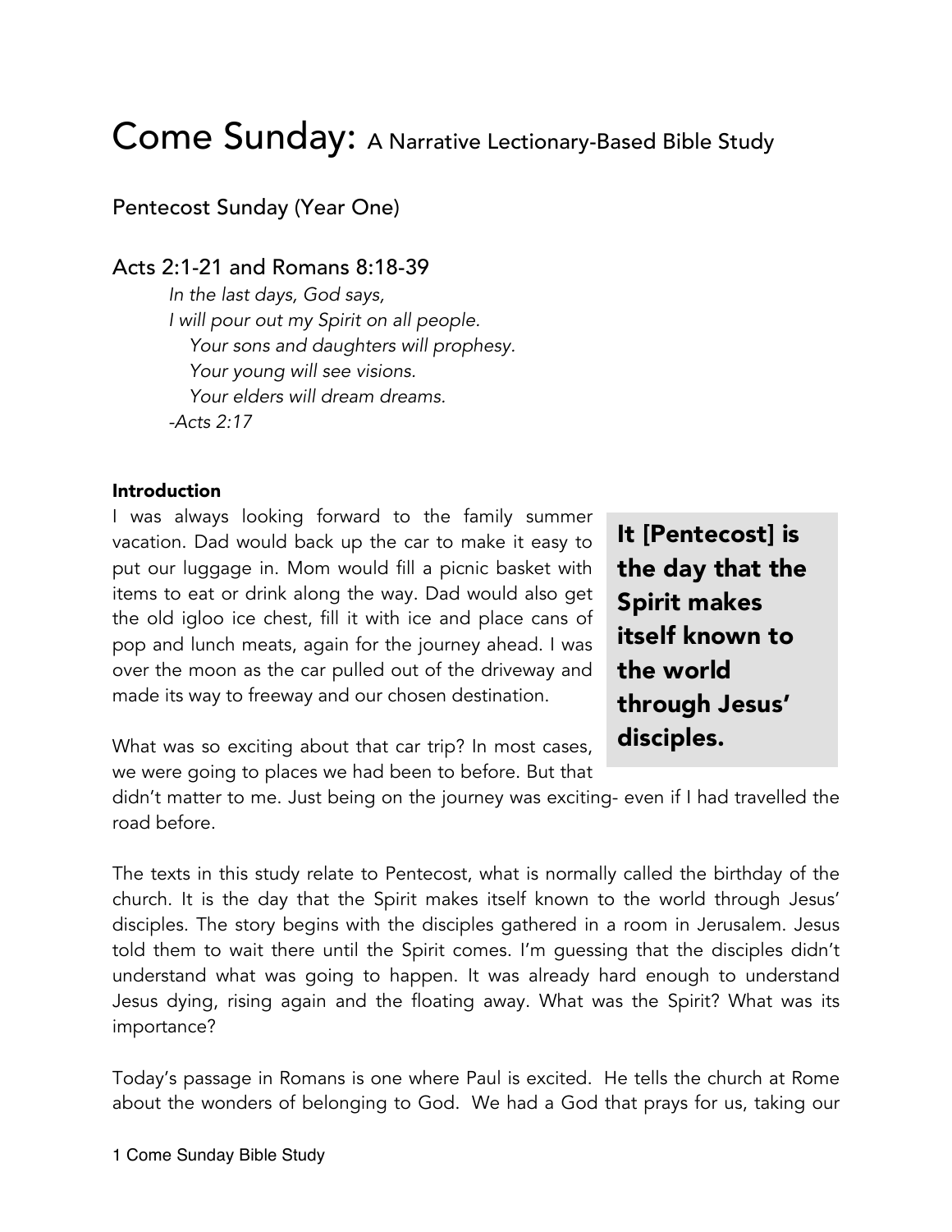# Come Sunday: A Narrative Lectionary-Based Bible Study

## Pentecost Sunday (Year One)

## Acts 2:1-21 and Romans 8:18-39

> *In the last days, God says,*
> *I will pour out my Spirit on all people.*
> *Your sons and daughters will prophesy.*
> *Your young will see visions.*
> *Your elders will dream dreams.*
> *-Acts 2:17*

**Introduction**

I was always looking forward to the family summer vacation. Dad would back up the car to make it easy to put our luggage in. Mom would fill a picnic basket with items to eat or drink along the way. Dad would also get the old igloo ice chest, fill it with ice and place cans of pop and lunch meats, again for the journey ahead. I was over the moon as the car pulled out of the driveway and made its way to freeway and our chosen destination.

> **It [Pentecost] is the day that the Spirit makes itself known to the world through Jesus' disciples.**

What was so exciting about that car trip? In most cases, we were going to places we had been to before. But that didn't matter to me. Just being on the journey was exciting- even if I had travelled the road before.

The texts in this study relate to Pentecost, what is normally called the birthday of the church. It is the day that the Spirit makes itself known to the world through Jesus' disciples. The story begins with the disciples gathered in a room in Jerusalem. Jesus told them to wait there until the Spirit comes. I'm guessing that the disciples didn't understand what was going to happen. It was already hard enough to understand Jesus dying, rising again and the floating away. What was the Spirit? What was its importance?

Today's passage in Romans is one where Paul is excited. He tells the church at Rome about the wonders of belonging to God. We had a God that prays for us, taking our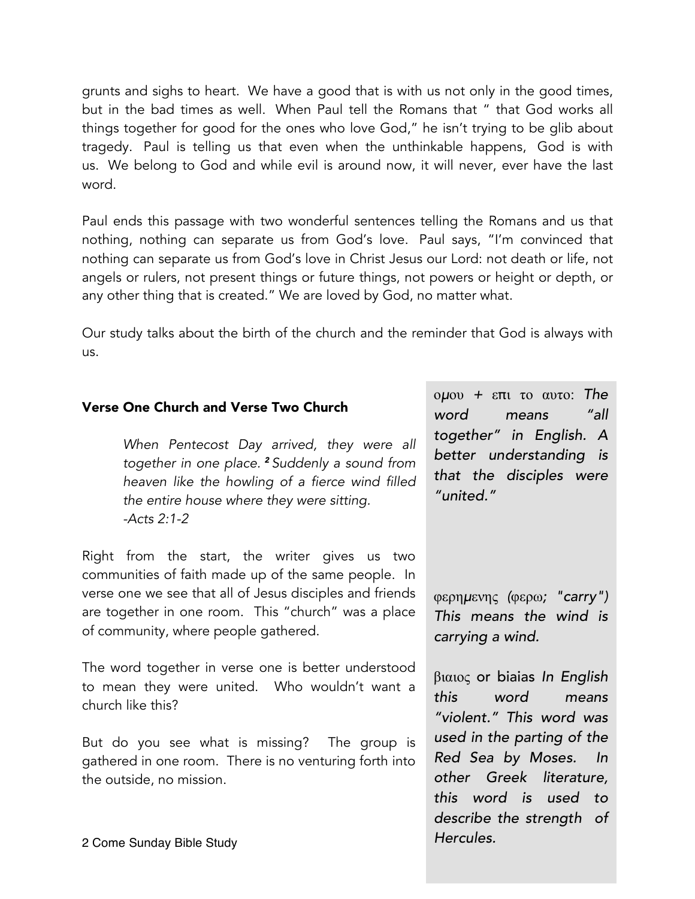grunts and sighs to heart. We have a good that is with us not only in the good times, but in the bad times as well. When Paul tell the Romans that " that God works all things together for good for the ones who love God," he isn't trying to be glib about tragedy. Paul is telling us that even when the unthinkable happens, God is with us. We belong to God and while evil is around now, it will never, ever have the last word.

Paul ends this passage with two wonderful sentences telling the Romans and us that nothing, nothing can separate us from God's love. Paul says, "I'm convinced that nothing can separate us from God's love in Christ Jesus our Lord: not death or life, not angels or rulers, not present things or future things, not powers or height or depth, or any other thing that is created." We are loved by God, no matter what.

Our study talks about the birth of the church and the reminder that God is always with us.

### Verse One Church and Verse Two Church

> *When Pentecost Day arrived, they were all together in one place. [2] Suddenly a sound from heaven like the howling of a fierce wind filled the entire house where they were sitting.*
> *-Acts 2:1-2*

Right from the start, the writer gives us two communities of faith made up of the same people. In verse one we see that all of Jesus disciples and friends are together in one room. This "church" was a place of community, where people gathered.

The word together in verse one is better understood to mean they were united. Who wouldn't want a church like this?

But do you see what is missing? The group is gathered in one room. There is no venturing forth into the outside, no mission.

ομου + επι το αυτο: *The word means "all together" in English. A better understanding is that the disciples were "united."*

φερημενης *(*φερω*; "carry") This means the wind is carrying a wind.*

βιαιος or biaias *In English this word means "violent." This word was used in the parting of the Red Sea by Moses. In other Greek literature, this word is used to describe the strength of Hercules.*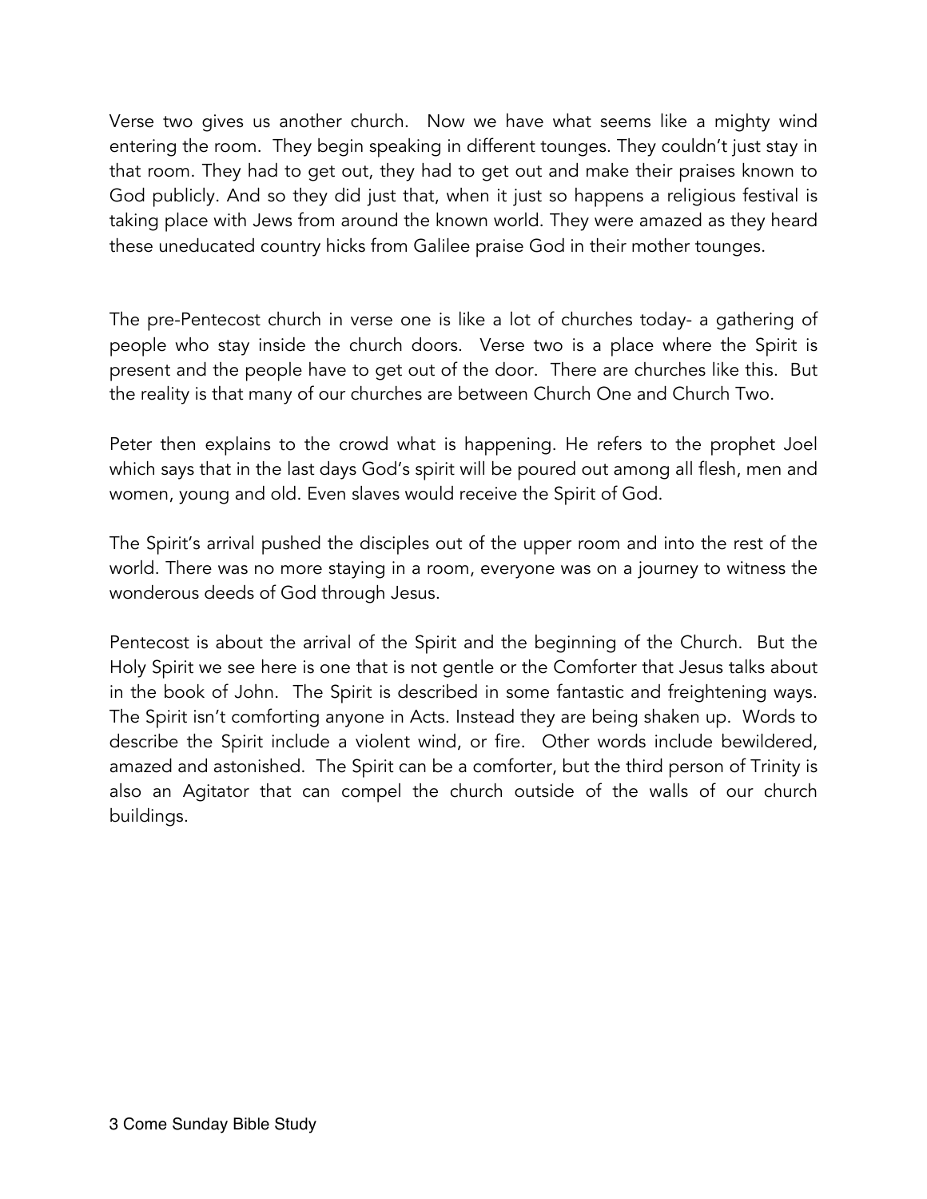Verse two gives us another church. Now we have what seems like a mighty wind entering the room. They begin speaking in different tounges. They couldn't just stay in that room. They had to get out, they had to get out and make their praises known to God publicly. And so they did just that, when it just so happens a religious festival is taking place with Jews from around the known world. They were amazed as they heard these uneducated country hicks from Galilee praise God in their mother tounges.

The pre-Pentecost church in verse one is like a lot of churches today- a gathering of people who stay inside the church doors. Verse two is a place where the Spirit is present and the people have to get out of the door. There are churches like this. But the reality is that many of our churches are between Church One and Church Two.

Peter then explains to the crowd what is happening. He refers to the prophet Joel which says that in the last days God's spirit will be poured out among all flesh, men and women, young and old. Even slaves would receive the Spirit of God.

The Spirit's arrival pushed the disciples out of the upper room and into the rest of the world. There was no more staying in a room, everyone was on a journey to witness the wonderous deeds of God through Jesus.

Pentecost is about the arrival of the Spirit and the beginning of the Church. But the Holy Spirit we see here is one that is not gentle or the Comforter that Jesus talks about in the book of John. The Spirit is described in some fantastic and freightening ways. The Spirit isn't comforting anyone in Acts. Instead they are being shaken up. Words to describe the Spirit include a violent wind, or fire. Other words include bewildered, amazed and astonished. The Spirit can be a comforter, but the third person of Trinity is also an Agitator that can compel the church outside of the walls of our church buildings.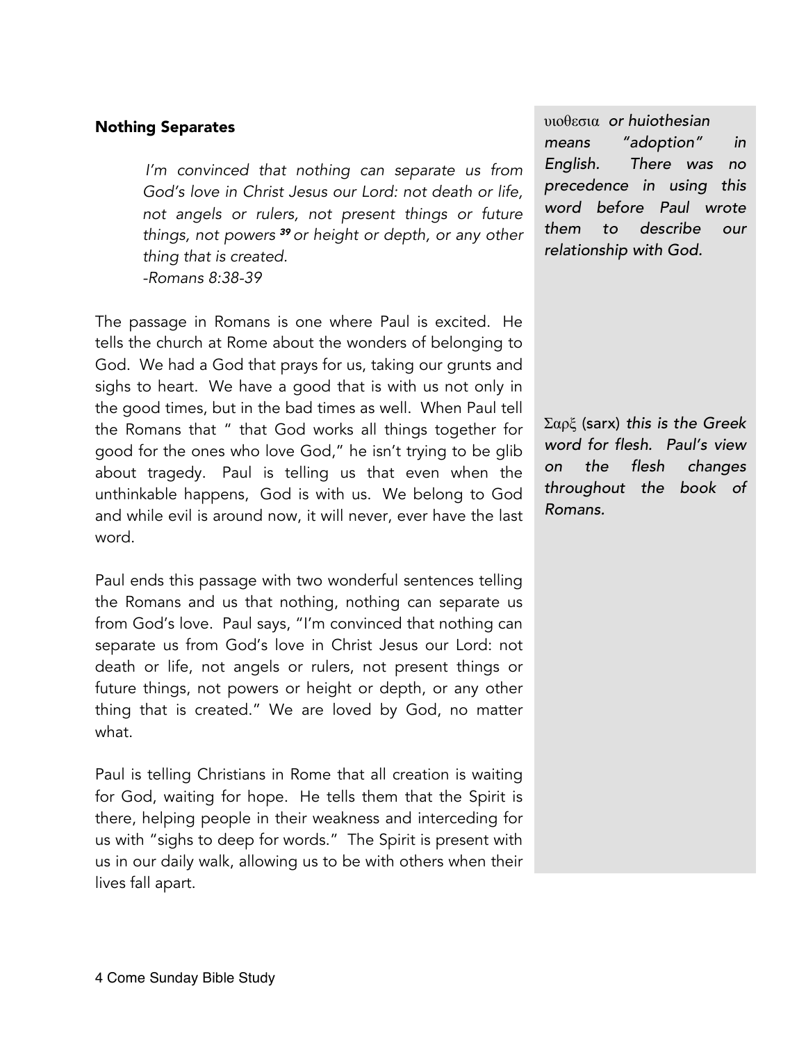## Nothing Separates

> *I'm convinced that nothing can separate us from God's love in Christ Jesus our Lord: not death or life, not angels or rulers, not present things or future things, not powers **39** or height or depth, or any other thing that is created.*
> *-Romans 8:38-39*

The passage in Romans is one where Paul is excited. He tells the church at Rome about the wonders of belonging to God. We had a God that prays for us, taking our grunts and sighs to heart. We have a good that is with us not only in the good times, but in the bad times as well. When Paul tell the Romans that " that God works all things together for good for the ones who love God," he isn't trying to be glib about tragedy. Paul is telling us that even when the unthinkable happens, God is with us. We belong to God and while evil is around now, it will never, ever have the last word.

Paul ends this passage with two wonderful sentences telling the Romans and us that nothing, nothing can separate us from God's love. Paul says, "I'm convinced that nothing can separate us from God's love in Christ Jesus our Lord: not death or life, not angels or rulers, not present things or future things, not powers or height or depth, or any other thing that is created." We are loved by God, no matter what.

Paul is telling Christians in Rome that all creation is waiting for God, waiting for hope. He tells them that the Spirit is there, helping people in their weakness and interceding for us with "sighs to deep for words." The Spirit is present with us in our daily walk, allowing us to be with others when their lives fall apart.

υιοθεσια *or huiothesian means "adoption" in English. There was no precedence in using this word before Paul wrote them to describe our relationship with God.*

Σαρξ (sarx) *this is the Greek word for flesh. Paul's view on the flesh changes throughout the book of Romans.*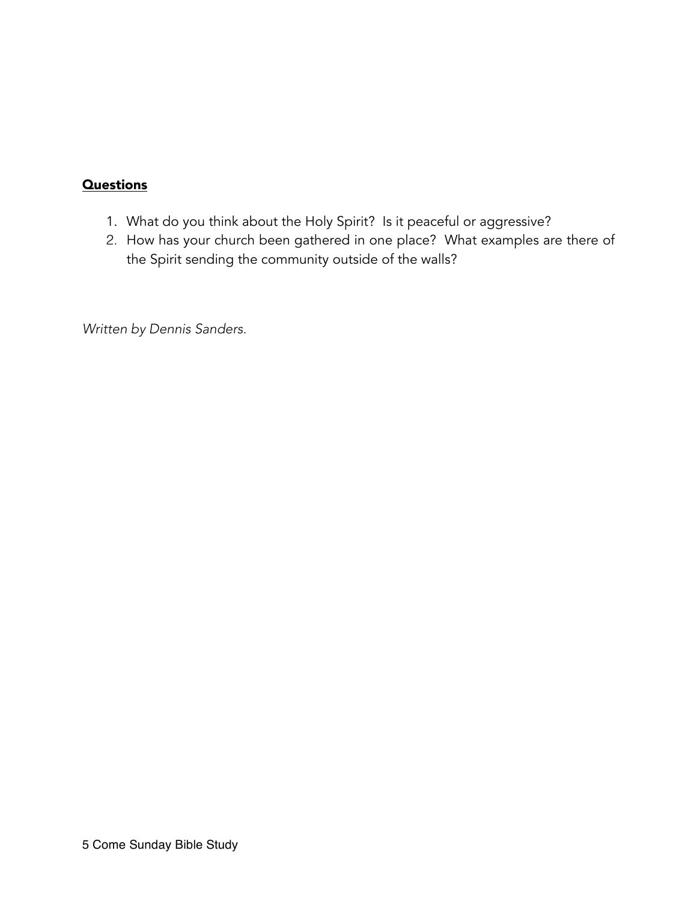**Questions**

1. What do you think about the Holy Spirit?  Is it peaceful or aggressive?
2. How has your church been gathered in one place?  What examples are there of the Spirit sending the community outside of the walls?

*Written by Dennis Sanders.*